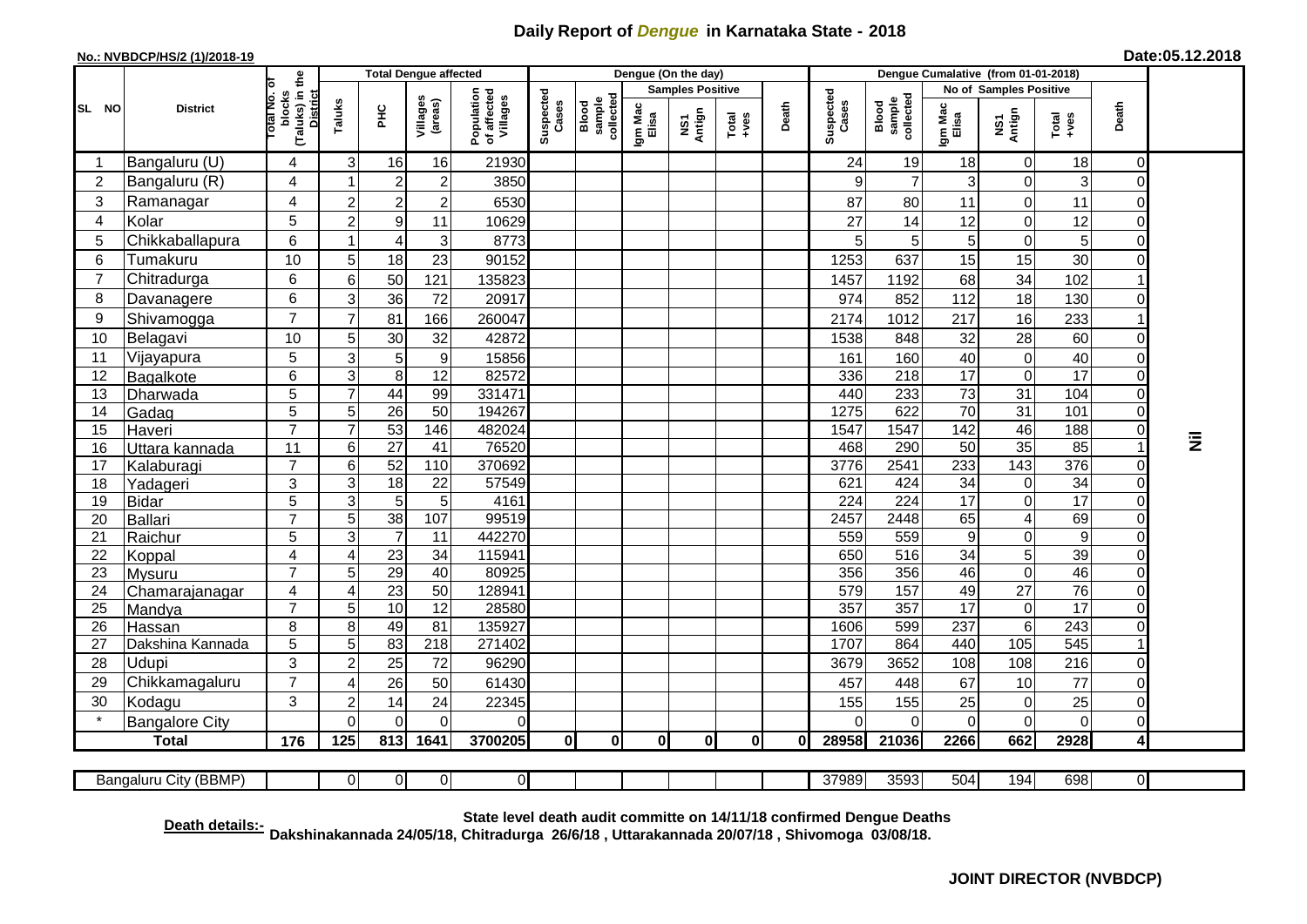# Daily Report of *Dengue* in Karnataka State - 2018

**No.: NVBDCP/HS/2 (1)/2018-19** **Date:05.12.2018**

| SL NO | District | Total No. of blocks (Taluks) in the District | Total Dengue affected | | | | Dengue (On the day) | | | | | | | Dengue Cumalative (from 01-01-2018) | | | | | | | |
|---|---|---|---|---|---|---|---|---|---|---|---|---|---|---|---|---|---|---|---|---|
| | | | Taluks | PHC | Villages (areas) | Population of affected Villages | Suspected Cases | Blood sample collected | Samples Positive | | | Death | Suspected Cases | Blood sample collected | No of Samples Positive | | | Death | |
| | | | | | | | | | Igm Mac Elisa | NS1 Antign | Total +ves | | | | Igm Mac Elisa | NS1 Antign | Total +ves | | |
| 1 | Bangaluru (U) | 4 | 3 | 16 | 16 | 21930 | | | | | | | 24 | 19 | 18 | 0 | 18 | 0 | Nil |
| 2 | Bangaluru (R) | 4 | 1 | 2 | 2 | 3850 | | | | | | | 9 | 7 | 3 | 0 | 3 | 0 | |
| 3 | Ramanagar | 4 | 2 | 2 | 2 | 6530 | | | | | | | 87 | 80 | 11 | 0 | 11 | 0 | |
| 4 | Kolar | 5 | 2 | 9 | 11 | 10629 | | | | | | | 27 | 14 | 12 | 0 | 12 | 0 | |
| 5 | Chikkaballapura | 6 | 1 | 4 | 3 | 8773 | | | | | | | 5 | 5 | 5 | 0 | 5 | 0 | |
| 6 | Tumakuru | 10 | 5 | 18 | 23 | 90152 | | | | | | | 1253 | 637 | 15 | 15 | 30 | 0 | |
| 7 | Chitradurga | 6 | 6 | 50 | 121 | 135823 | | | | | | | 1457 | 1192 | 68 | 34 | 102 | 1 | |
| 8 | Davanagere | 6 | 3 | 36 | 72 | 20917 | | | | | | | 974 | 852 | 112 | 18 | 130 | 0 | |
| 9 | Shivamogga | 7 | 7 | 81 | 166 | 260047 | | | | | | | 2174 | 1012 | 217 | 16 | 233 | 1 | |
| 10 | Belagavi | 10 | 5 | 30 | 32 | 42872 | | | | | | | 1538 | 848 | 32 | 28 | 60 | 0 | |
| 11 | Vijayapura | 5 | 3 | 5 | 9 | 15856 | | | | | | | 161 | 160 | 40 | 0 | 40 | 0 | |
| 12 | Bagalkote | 6 | 3 | 8 | 12 | 82572 | | | | | | | 336 | 218 | 17 | 0 | 17 | 0 | |
| 13 | Dharwada | 5 | 7 | 44 | 99 | 331471 | | | | | | | 440 | 233 | 73 | 31 | 104 | 0 | |
| 14 | Gadag | 5 | 5 | 26 | 50 | 194267 | | | | | | | 1275 | 622 | 70 | 31 | 101 | 0 | |
| 15 | Haveri | 7 | 7 | 53 | 146 | 482024 | | | | | | | 1547 | 1547 | 142 | 46 | 188 | 0 | |
| 16 | Uttara kannada | 11 | 6 | 27 | 41 | 76520 | | | | | | | 468 | 290 | 50 | 35 | 85 | 1 | |
| 17 | Kalaburagi | 7 | 6 | 52 | 110 | 370692 | | | | | | | 3776 | 2541 | 233 | 143 | 376 | 0 | |
| 18 | Yadageri | 3 | 3 | 18 | 22 | 57549 | | | | | | | 621 | 424 | 34 | 0 | 34 | 0 | |
| 19 | Bidar | 5 | 3 | 5 | 5 | 4161 | | | | | | | 224 | 224 | 17 | 0 | 17 | 0 | |
| 20 | Ballari | 7 | 5 | 38 | 107 | 99519 | | | | | | | 2457 | 2448 | 65 | 4 | 69 | 0 | |
| 21 | Raichur | 5 | 3 | 7 | 11 | 442270 | | | | | | | 559 | 559 | 9 | 0 | 9 | 0 | |
| 22 | Koppal | 4 | 4 | 23 | 34 | 115941 | | | | | | | 650 | 516 | 34 | 5 | 39 | 0 | |
| 23 | Mysuru | 7 | 5 | 29 | 40 | 80925 | | | | | | | 356 | 356 | 46 | 0 | 46 | 0 | |
| 24 | Chamarajanagar | 4 | 4 | 23 | 50 | 128941 | | | | | | | 579 | 157 | 49 | 27 | 76 | 0 | |
| 25 | Mandya | 7 | 5 | 10 | 12 | 28580 | | | | | | | 357 | 357 | 17 | 0 | 17 | 0 | |
| 26 | Hassan | 8 | 8 | 49 | 81 | 135927 | | | | | | | 1606 | 599 | 237 | 6 | 243 | 0 | |
| 27 | Dakshina Kannada | 5 | 5 | 83 | 218 | 271402 | | | | | | | 1707 | 864 | 440 | 105 | 545 | 1 | |
| 28 | Udupi | 3 | 2 | 25 | 72 | 96290 | | | | | | | 3679 | 3652 | 108 | 108 | 216 | 0 | |
| 29 | Chikkamagaluru | 7 | 4 | 26 | 50 | 61430 | | | | | | | 457 | 448 | 67 | 10 | 77 | 0 | |
| 30 | Kodagu | 3 | 2 | 14 | 24 | 22345 | | | | | | | 155 | 155 | 25 | 0 | 25 | 0 | |
| * | Bangalore City | | 0 | 0 | 0 | 0 | | | | | | | 0 | 0 | 0 | 0 | 0 | 0 | |
| | **Total** | **176** | **125** | **813** | **1641** | **3700205** | **0** | **0** | **0** | **0** | **0** | **0** | **28958** | **21036** | **2266** | **662** | **2928** | **4** | |

| Bangaluru City (BBMP) | | 0 | 0 | 0 | 0 | | | | | | | 37989 | 3593 | 504 | 194 | 698 | 0 | |
|---|---|---|---|---|---|---|---|---|---|---|---|---|---|---|---|---|---|---|

**Death details:-** **State level death audit committe on 14/11/18 confirmed Dengue Deaths Dakshinakannada 24/05/18, Chitradurga 26/6/18 , Uttarakannada 20/07/18 , Shivomoga 03/08/18.**

**JOINT DIRECTOR (NVBDCP)**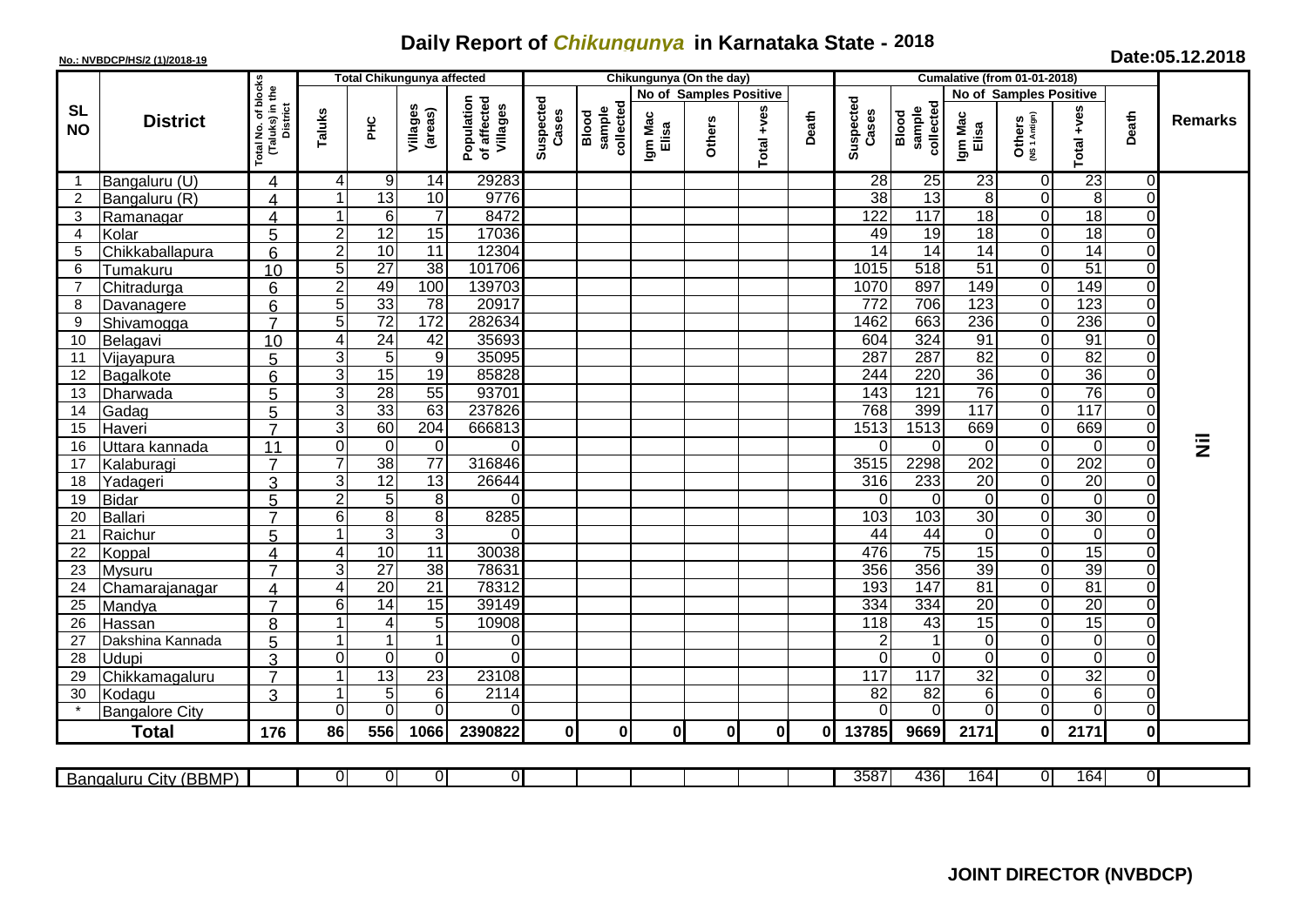# Daily Report of *Chikungunya* in Karnataka State - 2018

**No.: NVBDCP/HS/2 (1)/2018-19**

**Date:05.12.2018**

| SL NO | District | Total No. of blocks (Taluks) in the District | Total Chikungunya affected | | | | Chikungunya (On the day) | | | | | | | Cumalative (from 01-01-2018) | | | | | | | Remarks |
|---|---|---|---|---|---|---|---|---|---|---|---|---|---|---|---|---|---|---|---|---|---|
| | | | Taluks | PHC | Villages (areas) | Population of affected Villages | Suspected Cases | Blood sample collected | No of Samples Positive | | | Death | Suspected Cases | Blood sample collected | No of Samples Positive | | | Death | |
| | | | | | | | | | Igm Mac Elisa | Others | Total +ves | | | | Igm Mac Elisa | Others (NS 1 Antign) | Total +ves | | |
| 1 | Bangaluru (U) | 4 | 4 | 9 | 14 | 29283 | | | | | | | 28 | 25 | 23 | 0 | 23 | 0 | Nil |
| 2 | Bangaluru (R) | 4 | 1 | 13 | 10 | 9776 | | | | | | | 38 | 13 | 8 | 0 | 8 | 0 | |
| 3 | Ramanagar | 4 | 1 | 6 | 7 | 8472 | | | | | | | 122 | 117 | 18 | 0 | 18 | 0 | |
| 4 | Kolar | 5 | 2 | 12 | 15 | 17036 | | | | | | | 49 | 19 | 18 | 0 | 18 | 0 | |
| 5 | Chikkaballapura | 6 | 2 | 10 | 11 | 12304 | | | | | | | 14 | 14 | 14 | 0 | 14 | 0 | |
| 6 | Tumakuru | 10 | 5 | 27 | 38 | 101706 | | | | | | | 1015 | 518 | 51 | 0 | 51 | 0 | |
| 7 | Chitradurga | 6 | 2 | 49 | 100 | 139703 | | | | | | | 1070 | 897 | 149 | 0 | 149 | 0 | |
| 8 | Davanagere | 6 | 5 | 33 | 78 | 20917 | | | | | | | 772 | 706 | 123 | 0 | 123 | 0 | |
| 9 | Shivamogga | 7 | 5 | 72 | 172 | 282634 | | | | | | | 1462 | 663 | 236 | 0 | 236 | 0 | |
| 10 | Belagavi | 10 | 4 | 24 | 42 | 35693 | | | | | | | 604 | 324 | 91 | 0 | 91 | 0 | |
| 11 | Vijayapura | 5 | 3 | 5 | 9 | 35095 | | | | | | | 287 | 287 | 82 | 0 | 82 | 0 | |
| 12 | Bagalkote | 6 | 3 | 15 | 19 | 85828 | | | | | | | 244 | 220 | 36 | 0 | 36 | 0 | |
| 13 | Dharwada | 5 | 3 | 28 | 55 | 93701 | | | | | | | 143 | 121 | 76 | 0 | 76 | 0 | |
| 14 | Gadag | 5 | 3 | 33 | 63 | 237826 | | | | | | | 768 | 399 | 117 | 0 | 117 | 0 | |
| 15 | Haveri | 7 | 3 | 60 | 204 | 666813 | | | | | | | 1513 | 1513 | 669 | 0 | 669 | 0 | |
| 16 | Uttara kannada | 11 | 0 | 0 | 0 | 0 | | | | | | | 0 | 0 | 0 | 0 | 0 | 0 | |
| 17 | Kalaburagi | 7 | 7 | 38 | 77 | 316846 | | | | | | | 3515 | 2298 | 202 | 0 | 202 | 0 | |
| 18 | Yadageri | 3 | 3 | 12 | 13 | 26644 | | | | | | | 316 | 233 | 20 | 0 | 20 | 0 | |
| 19 | Bidar | 5 | 2 | 5 | 8 | 0 | | | | | | | 0 | 0 | 0 | 0 | 0 | 0 | |
| 20 | Ballari | 7 | 6 | 8 | 8 | 8285 | | | | | | | 103 | 103 | 30 | 0 | 30 | 0 | |
| 21 | Raichur | 5 | 1 | 3 | 3 | 0 | | | | | | | 44 | 44 | 0 | 0 | 0 | 0 | |
| 22 | Koppal | 4 | 4 | 10 | 11 | 30038 | | | | | | | 476 | 75 | 15 | 0 | 15 | 0 | |
| 23 | Mysuru | 7 | 3 | 27 | 38 | 78631 | | | | | | | 356 | 356 | 39 | 0 | 39 | 0 | |
| 24 | Chamarajanagar | 4 | 4 | 20 | 21 | 78312 | | | | | | | 193 | 147 | 81 | 0 | 81 | 0 | |
| 25 | Mandya | 7 | 6 | 14 | 15 | 39149 | | | | | | | 334 | 334 | 20 | 0 | 20 | 0 | |
| 26 | Hassan | 8 | 1 | 4 | 5 | 10908 | | | | | | | 118 | 43 | 15 | 0 | 15 | 0 | |
| 27 | Dakshina Kannada | 5 | 1 | 1 | 1 | 0 | | | | | | | 2 | 1 | 0 | 0 | 0 | 0 | |
| 28 | Udupi | 3 | 0 | 0 | 0 | 0 | | | | | | | 0 | 0 | 0 | 0 | 0 | 0 | |
| 29 | Chikkamagaluru | 7 | 1 | 13 | 23 | 23108 | | | | | | | 117 | 117 | 32 | 0 | 32 | 0 | |
| 30 | Kodagu | 3 | 1 | 5 | 6 | 2114 | | | | | | | 82 | 82 | 6 | 0 | 6 | 0 | |
| * | Bangalore City | | 0 | 0 | 0 | 0 | | | | | | | 0 | 0 | 0 | 0 | 0 | 0 | |
| **Total** | | **176** | **86** | **556** | **1066** | **2390822** | **0** | **0** | **0** | **0** | **0** | **0** | **13785** | **9669** | **2171** | **0** | **2171** | **0** | |

| | | | | | | | | | | | | | | | | | | |
|---|---|---|---|---|---|---|---|---|---|---|---|---|---|---|---|---|---|---|
| Bangaluru City (BBMP) | | 0 | 0 | 0 | 0 | | | | | | | 3587 | 436 | 164 | 0 | 164 | 0 | |

**JOINT DIRECTOR (NVBDCP)**